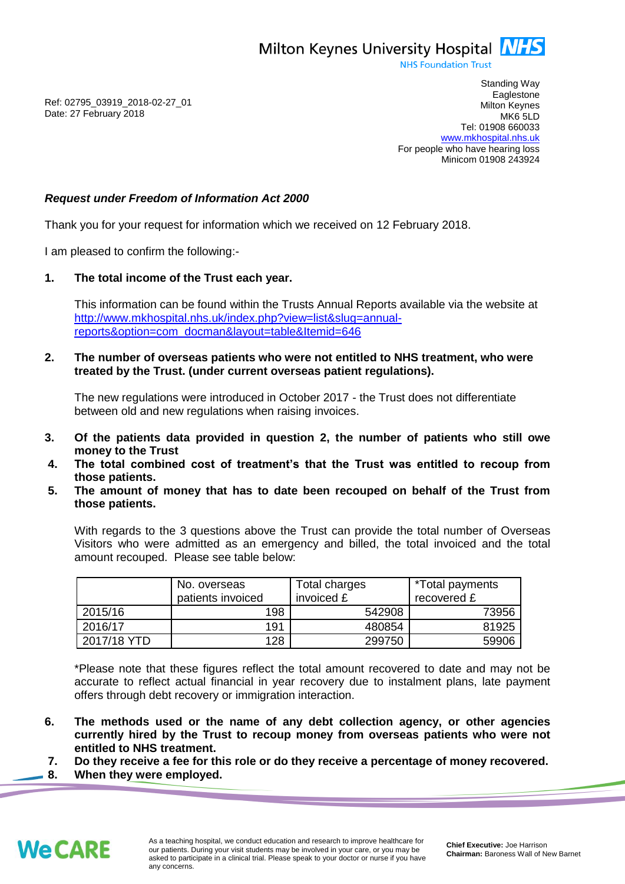Milton Keynes University Hospital NHS
NHS Foundation Trust

Standing Way
Eaglestone
Milton Keynes
MK6 5LD
Tel: 01908 660033
www.mkhospital.nhs.uk
For people who have hearing loss
Minicom 01908 243924

Ref: 02795_03919_2018-02-27_01
Date: 27 February 2018

***Request under Freedom of Information Act 2000***

Thank you for your request for information which we received on 12 February 2018.

I am pleased to confirm the following:-

1. **The total income of the Trust each year.**

   This information can be found within the Trusts Annual Reports available via the website at http://www.mkhospital.nhs.uk/index.php?view=list&slug=annual-reports&option=com_docman&layout=table&Itemid=646

2. **The number of overseas patients who were not entitled to NHS treatment, who were treated by the Trust. (under current overseas patient regulations).**

   The new regulations were introduced in October 2017 - the Trust does not differentiate between old and new regulations when raising invoices.

3. **Of the patients data provided in question 2, the number of patients who still owe money to the Trust**
4. **The total combined cost of treatment's that the Trust was entitled to recoup from those patients.**
5. **The amount of money that has to date been recouped on behalf of the Trust from those patients.**

   With regards to the 3 questions above the Trust can provide the total number of Overseas Visitors who were admitted as an emergency and billed, the total invoiced and the total amount recouped. Please see table below:

| | No. overseas patients invoiced | Total charges invoiced £ | *Total payments recovered £ |
|---|---|---|---|
| 2015/16 | 198 | 542908 | 73956 |
| 2016/17 | 191 | 480854 | 81925 |
| 2017/18 YTD | 128 | 299750 | 59906 |

   *Please note that these figures reflect the total amount recovered to date and may not be accurate to reflect actual financial in year recovery due to instalment plans, late payment offers through debt recovery or immigration interaction.

6. **The methods used or the name of any debt collection agency, or other agencies currently hired by the Trust to recoup money from overseas patients who were not entitled to NHS treatment.**
7. **Do they receive a fee for this role or do they receive a percentage of money recovered.**
8. **When they were employed.**

We CARE

As a teaching hospital, we conduct education and research to improve healthcare for our patients. During your visit students may be involved in your care, or you may be asked to participate in a clinical trial. Please speak to your doctor or nurse if you have any concerns.

**Chief Executive:** Joe Harrison
**Chairman:** Baroness Wall of New Barnet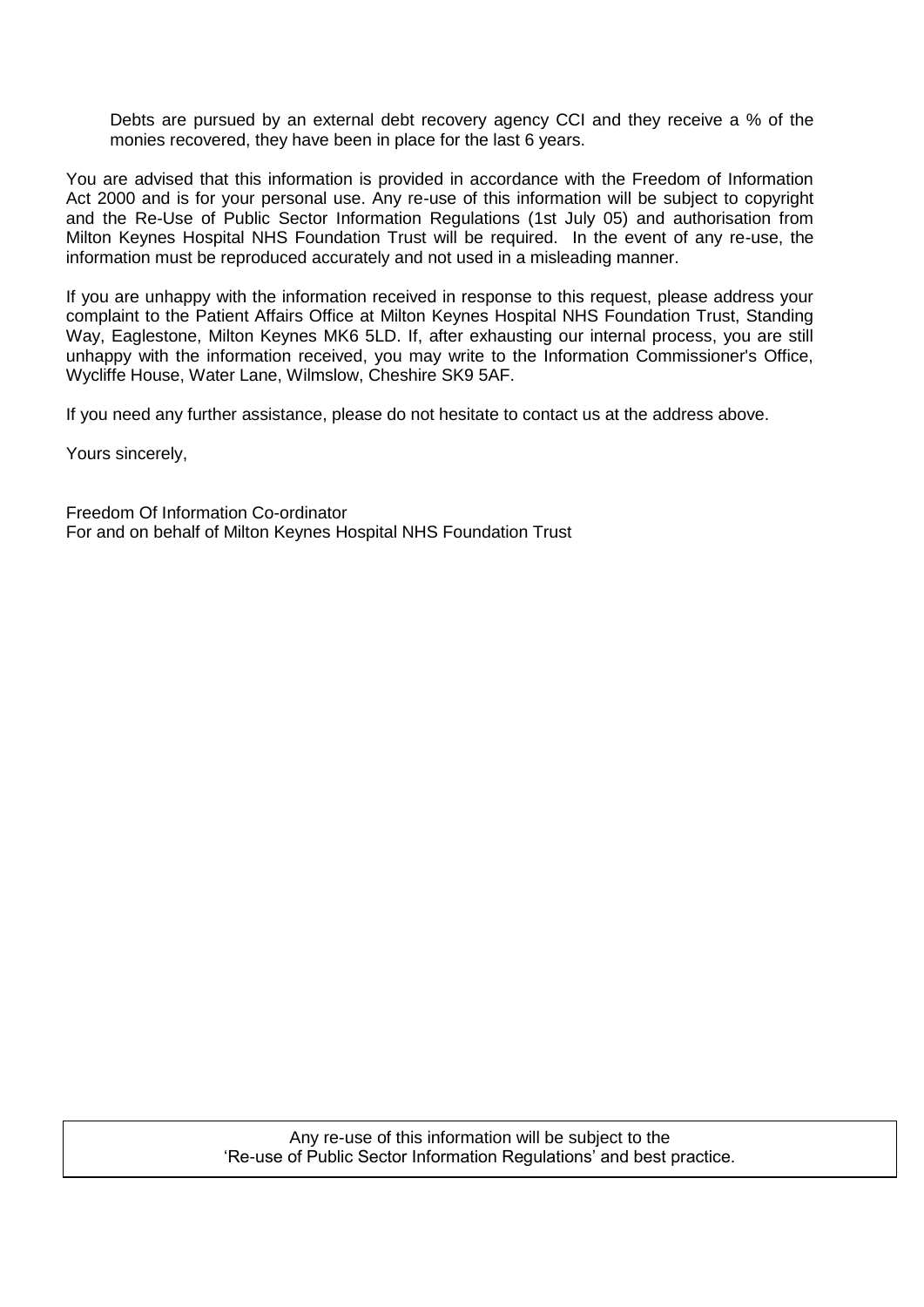Debts are pursued by an external debt recovery agency CCI and they receive a % of the monies recovered, they have been in place for the last 6 years.

You are advised that this information is provided in accordance with the Freedom of Information Act 2000 and is for your personal use. Any re-use of this information will be subject to copyright and the Re-Use of Public Sector Information Regulations (1st July 05) and authorisation from Milton Keynes Hospital NHS Foundation Trust will be required. In the event of any re-use, the information must be reproduced accurately and not used in a misleading manner.

If you are unhappy with the information received in response to this request, please address your complaint to the Patient Affairs Office at Milton Keynes Hospital NHS Foundation Trust, Standing Way, Eaglestone, Milton Keynes MK6 5LD. If, after exhausting our internal process, you are still unhappy with the information received, you may write to the Information Commissioner's Office, Wycliffe House, Water Lane, Wilmslow, Cheshire SK9 5AF.

If you need any further assistance, please do not hesitate to contact us at the address above.

Yours sincerely,

Freedom Of Information Co-ordinator
For and on behalf of Milton Keynes Hospital NHS Foundation Trust

Any re-use of this information will be subject to the
'Re-use of Public Sector Information Regulations' and best practice.